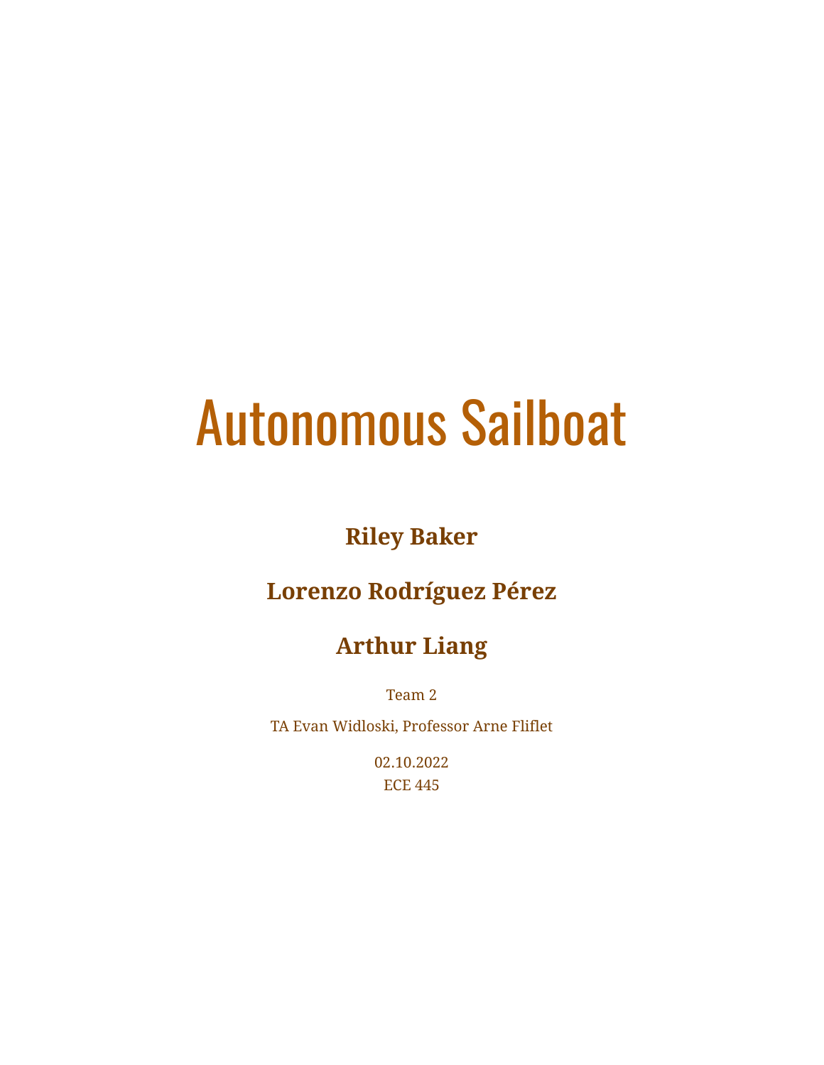# Autonomous Sailboat

**Riley Baker**

**Lorenzo Rodríguez Pérez**

**Arthur Liang**

Team 2

TA Evan Widloski, Professor Arne Fliflet

02.10.2022

ECE 445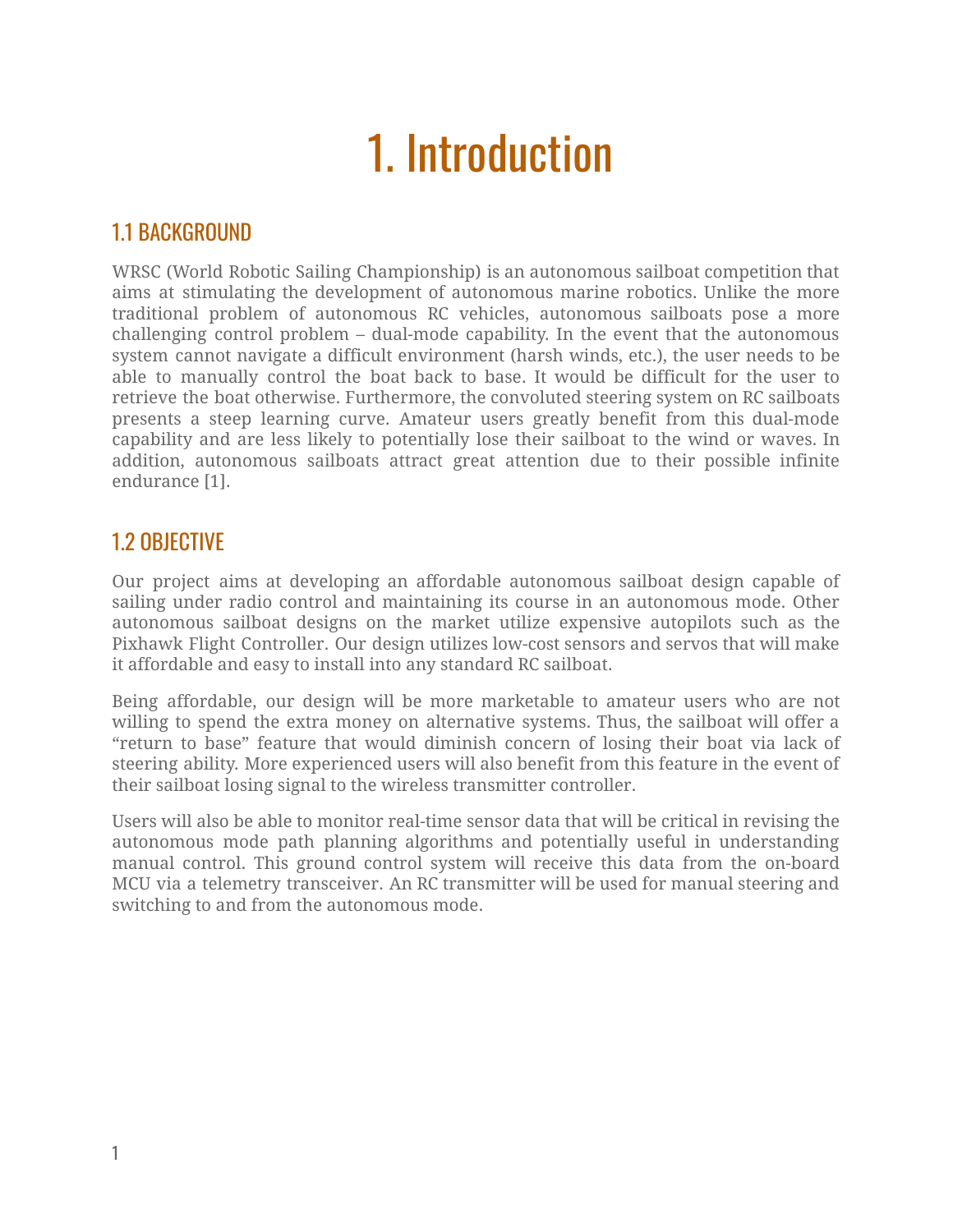# 1. Introduction

## 1.1 BACKGROUND

WRSC (World Robotic Sailing Championship) is an autonomous sailboat competition that aims at stimulating the development of autonomous marine robotics. Unlike the more traditional problem of autonomous RC vehicles, autonomous sailboats pose a more challenging control problem – dual-mode capability. In the event that the autonomous system cannot navigate a difficult environment (harsh winds, etc.), the user needs to be able to manually control the boat back to base. It would be difficult for the user to retrieve the boat otherwise. Furthermore, the convoluted steering system on RC sailboats presents a steep learning curve. Amateur users greatly benefit from this dual-mode capability and are less likely to potentially lose their sailboat to the wind or waves. In addition, autonomous sailboats attract great attention due to their possible infinite endurance [1].

## 1.2 OBJECTIVE

Our project aims at developing an affordable autonomous sailboat design capable of sailing under radio control and maintaining its course in an autonomous mode. Other autonomous sailboat designs on the market utilize expensive autopilots such as the Pixhawk Flight Controller. Our design utilizes low-cost sensors and servos that will make it affordable and easy to install into any standard RC sailboat.

Being affordable, our design will be more marketable to amateur users who are not willing to spend the extra money on alternative systems. Thus, the sailboat will offer a "return to base" feature that would diminish concern of losing their boat via lack of steering ability. More experienced users will also benefit from this feature in the event of their sailboat losing signal to the wireless transmitter controller.

Users will also be able to monitor real-time sensor data that will be critical in revising the autonomous mode path planning algorithms and potentially useful in understanding manual control. This ground control system will receive this data from the on-board MCU via a telemetry transceiver. An RC transmitter will be used for manual steering and switching to and from the autonomous mode.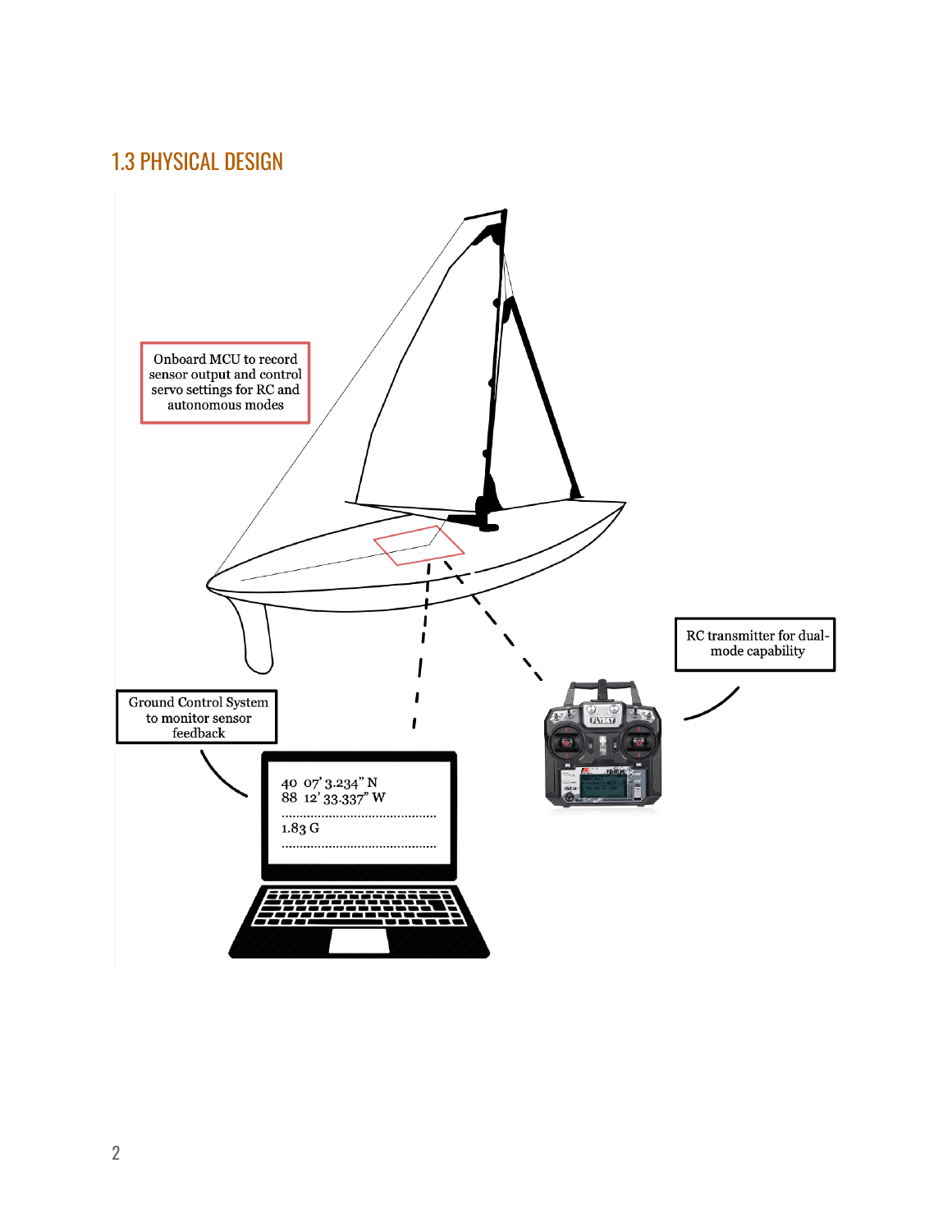## 1.3 PHYSICAL DESIGN

Onboard MCU to record sensor output and control servo settings for RC and autonomous modes

RC transmitter for dual-mode capability

Ground Control System to monitor sensor feedback

40 07' 3.234" N
88 12' 33.337" W

1.83 G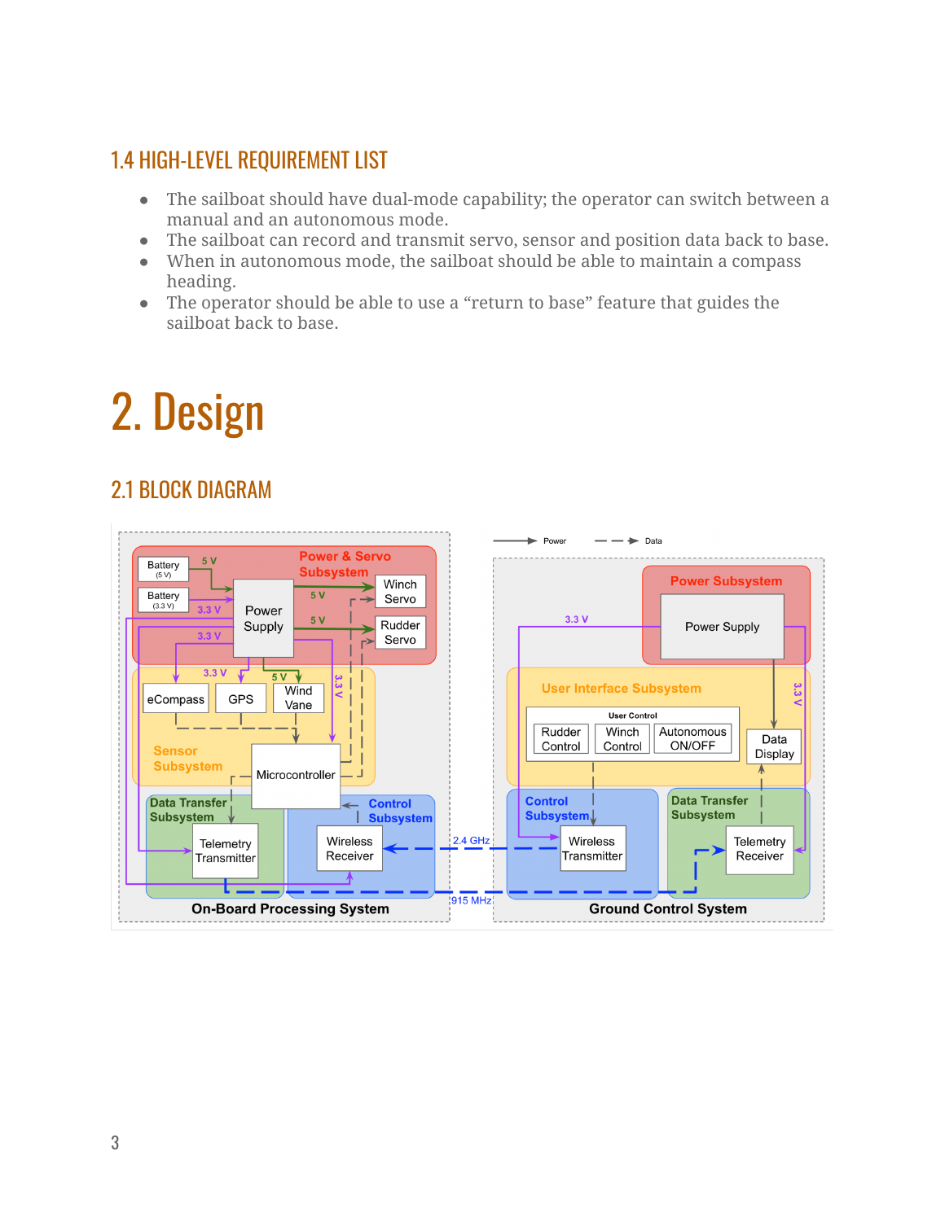### 1.4 HIGH-LEVEL REQUIREMENT LIST

- The sailboat should have dual-mode capability; the operator can switch between a manual and an autonomous mode.
- The sailboat can record and transmit servo, sensor and position data back to base.
- When in autonomous mode, the sailboat should be able to maintain a compass heading.
- The operator should be able to use a "return to base" feature that guides the sailboat back to base.

# 2. Design

### 2.1 BLOCK DIAGRAM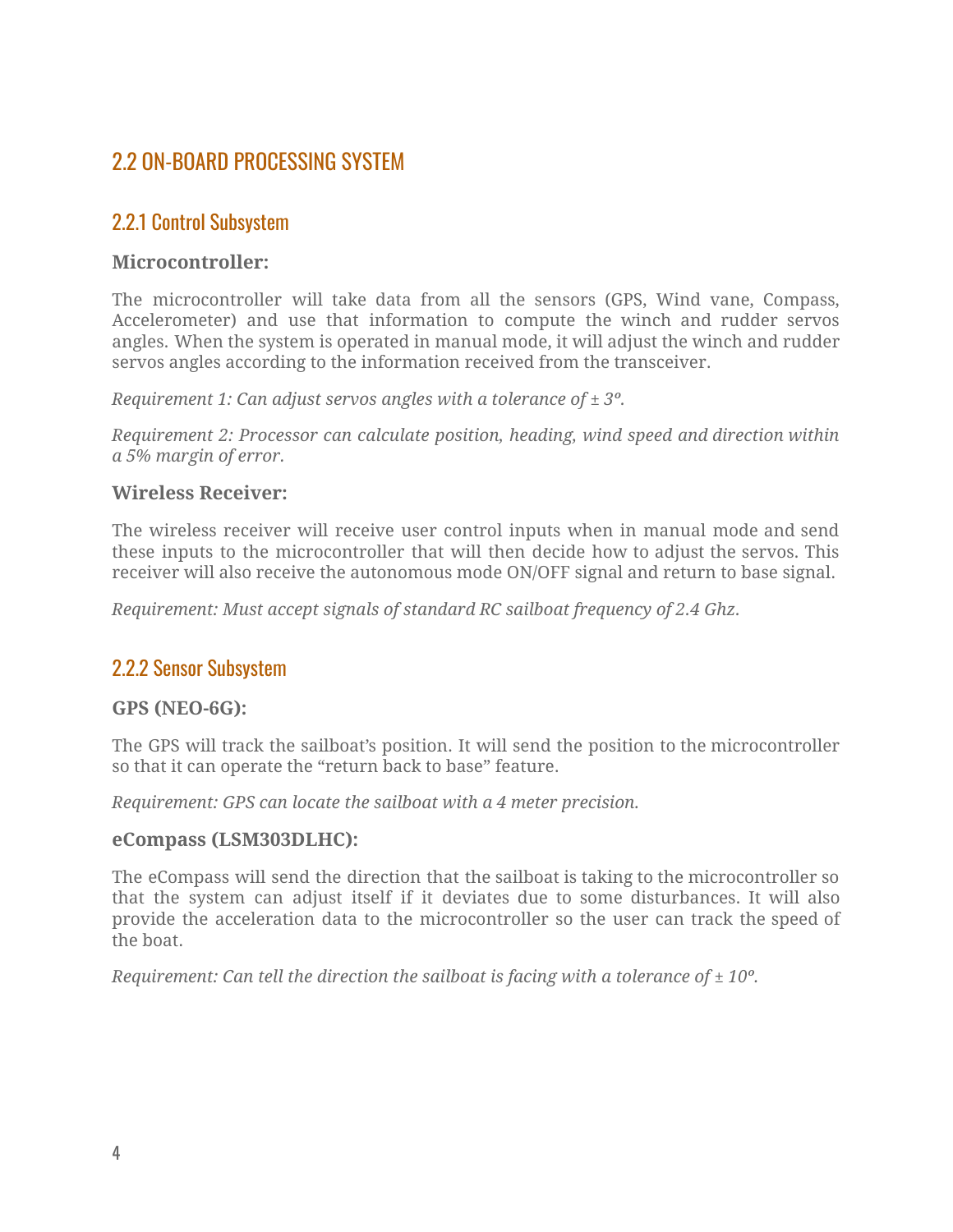## 2.2 ON-BOARD PROCESSING SYSTEM

### 2.2.1 Control Subsystem

**Microcontroller:**

The microcontroller will take data from all the sensors (GPS, Wind vane, Compass, Accelerometer) and use that information to compute the winch and rudder servos angles. When the system is operated in manual mode, it will adjust the winch and rudder servos angles according to the information received from the transceiver.

*Requirement 1: Can adjust servos angles with a tolerance of ± 3º.*

*Requirement 2: Processor can calculate position, heading, wind speed and direction within a 5% margin of error.*

**Wireless Receiver:**

The wireless receiver will receive user control inputs when in manual mode and send these inputs to the microcontroller that will then decide how to adjust the servos. This receiver will also receive the autonomous mode ON/OFF signal and return to base signal.

*Requirement: Must accept signals of standard RC sailboat frequency of 2.4 Ghz.*

### 2.2.2 Sensor Subsystem

**GPS (NEO-6G):**

The GPS will track the sailboat's position. It will send the position to the microcontroller so that it can operate the "return back to base" feature.

*Requirement: GPS can locate the sailboat with a 4 meter precision.*

**eCompass (LSM303DLHC):**

The eCompass will send the direction that the sailboat is taking to the microcontroller so that the system can adjust itself if it deviates due to some disturbances. It will also provide the acceleration data to the microcontroller so the user can track the speed of the boat.

*Requirement: Can tell the direction the sailboat is facing with a tolerance of ± 10º.*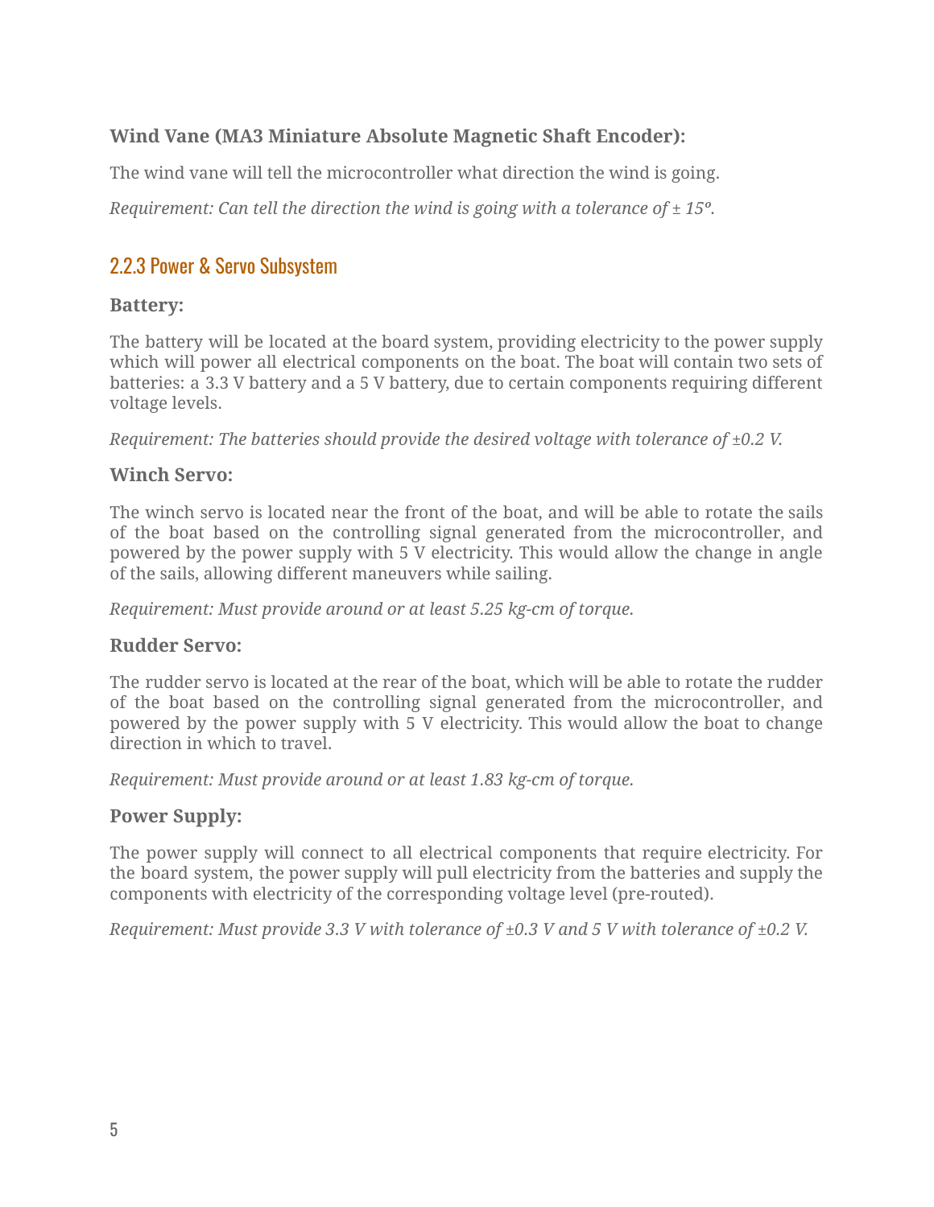**Wind Vane (MA3 Miniature Absolute Magnetic Shaft Encoder):**

The wind vane will tell the microcontroller what direction the wind is going.

*Requirement: Can tell the direction the wind is going with a tolerance of ± 15º.*

### 2.2.3 Power & Servo Subsystem

**Battery:**

The battery will be located at the board system, providing electricity to the power supply which will power all electrical components on the boat. The boat will contain two sets of batteries: a 3.3 V battery and a 5 V battery, due to certain components requiring different voltage levels.

*Requirement: The batteries should provide the desired voltage with tolerance of ±0.2 V.*

**Winch Servo:**

The winch servo is located near the front of the boat, and will be able to rotate the sails of the boat based on the controlling signal generated from the microcontroller, and powered by the power supply with 5 V electricity. This would allow the change in angle of the sails, allowing different maneuvers while sailing.

*Requirement: Must provide around or at least 5.25 kg-cm of torque.*

**Rudder Servo:**

The rudder servo is located at the rear of the boat, which will be able to rotate the rudder of the boat based on the controlling signal generated from the microcontroller, and powered by the power supply with 5 V electricity. This would allow the boat to change direction in which to travel.

*Requirement: Must provide around or at least 1.83 kg-cm of torque.*

**Power Supply:**

The power supply will connect to all electrical components that require electricity. For the board system, the power supply will pull electricity from the batteries and supply the components with electricity of the corresponding voltage level (pre-routed).

*Requirement: Must provide 3.3 V with tolerance of ±0.3 V and 5 V with tolerance of ±0.2 V.*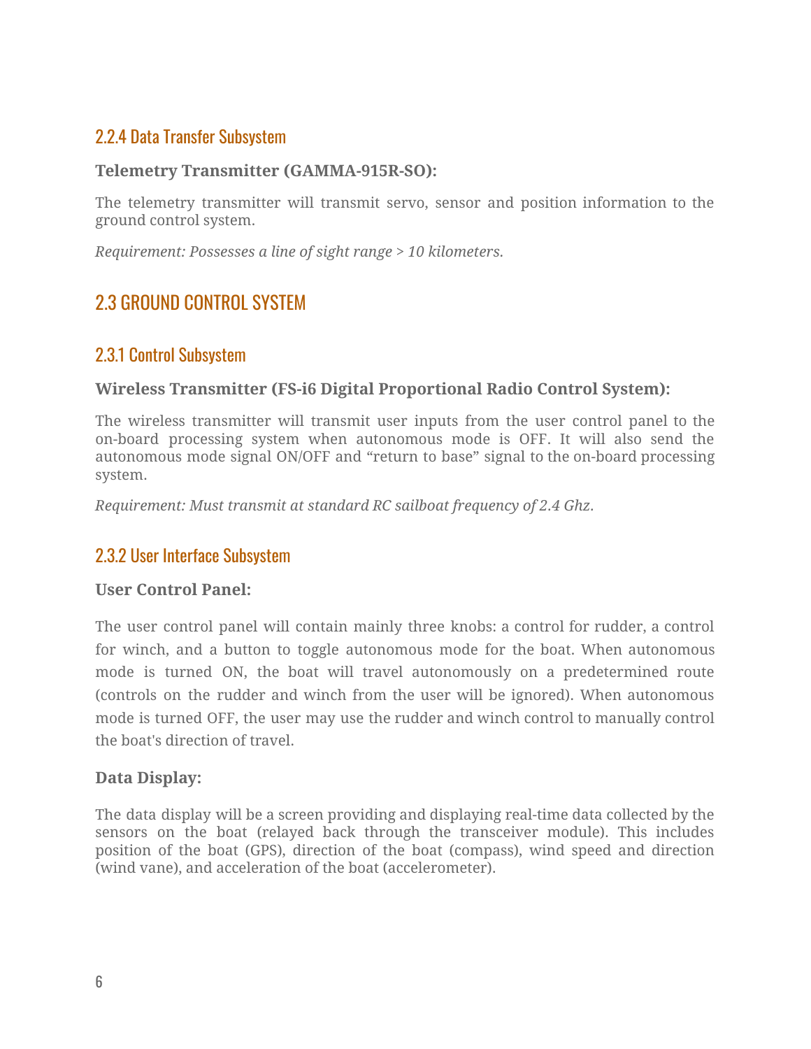### 2.2.4 Data Transfer Subsystem

**Telemetry Transmitter (GAMMA-915R-SO):**

The telemetry transmitter will transmit servo, sensor and position information to the ground control system.

*Requirement: Possesses a line of sight range > 10 kilometers.*

## 2.3 GROUND CONTROL SYSTEM

### 2.3.1 Control Subsystem

**Wireless Transmitter (FS-i6 Digital Proportional Radio Control System):**

The wireless transmitter will transmit user inputs from the user control panel to the on-board processing system when autonomous mode is OFF. It will also send the autonomous mode signal ON/OFF and "return to base" signal to the on-board processing system.

*Requirement: Must transmit at standard RC sailboat frequency of 2.4 Ghz.*

### 2.3.2 User Interface Subsystem

**User Control Panel:**

The user control panel will contain mainly three knobs: a control for rudder, a control for winch, and a button to toggle autonomous mode for the boat. When autonomous mode is turned ON, the boat will travel autonomously on a predetermined route (controls on the rudder and winch from the user will be ignored). When autonomous mode is turned OFF, the user may use the rudder and winch control to manually control the boat's direction of travel.

**Data Display:**

The data display will be a screen providing and displaying real-time data collected by the sensors on the boat (relayed back through the transceiver module). This includes position of the boat (GPS), direction of the boat (compass), wind speed and direction (wind vane), and acceleration of the boat (accelerometer).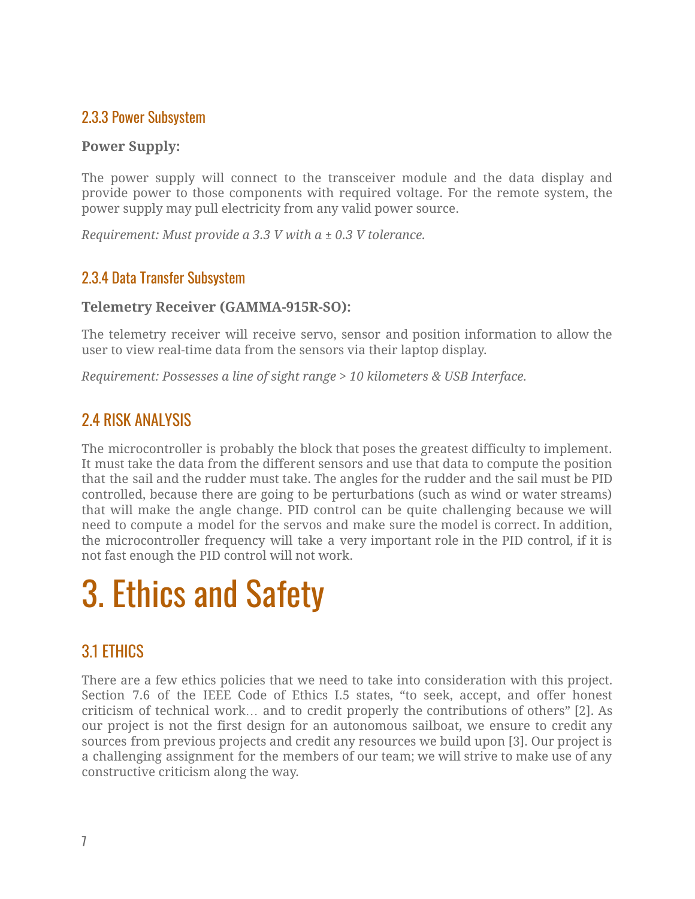### 2.3.3 Power Subsystem

**Power Supply:**

The power supply will connect to the transceiver module and the data display and provide power to those components with required voltage. For the remote system, the power supply may pull electricity from any valid power source.

*Requirement: Must provide a 3.3 V with a ± 0.3 V tolerance.*

### 2.3.4 Data Transfer Subsystem

**Telemetry Receiver (GAMMA-915R-SO):**

The telemetry receiver will receive servo, sensor and position information to allow the user to view real-time data from the sensors via their laptop display.

*Requirement: Possesses a line of sight range > 10 kilometers & USB Interface.*

## 2.4 RISK ANALYSIS

The microcontroller is probably the block that poses the greatest difficulty to implement. It must take the data from the different sensors and use that data to compute the position that the sail and the rudder must take. The angles for the rudder and the sail must be PID controlled, because there are going to be perturbations (such as wind or water streams) that will make the angle change. PID control can be quite challenging because we will need to compute a model for the servos and make sure the model is correct. In addition, the microcontroller frequency will take a very important role in the PID control, if it is not fast enough the PID control will not work.

# 3. Ethics and Safety

## 3.1 ETHICS

There are a few ethics policies that we need to take into consideration with this project. Section 7.6 of the IEEE Code of Ethics I.5 states, "to seek, accept, and offer honest criticism of technical work… and to credit properly the contributions of others" [2]. As our project is not the first design for an autonomous sailboat, we ensure to credit any sources from previous projects and credit any resources we build upon [3]. Our project is a challenging assignment for the members of our team; we will strive to make use of any constructive criticism along the way.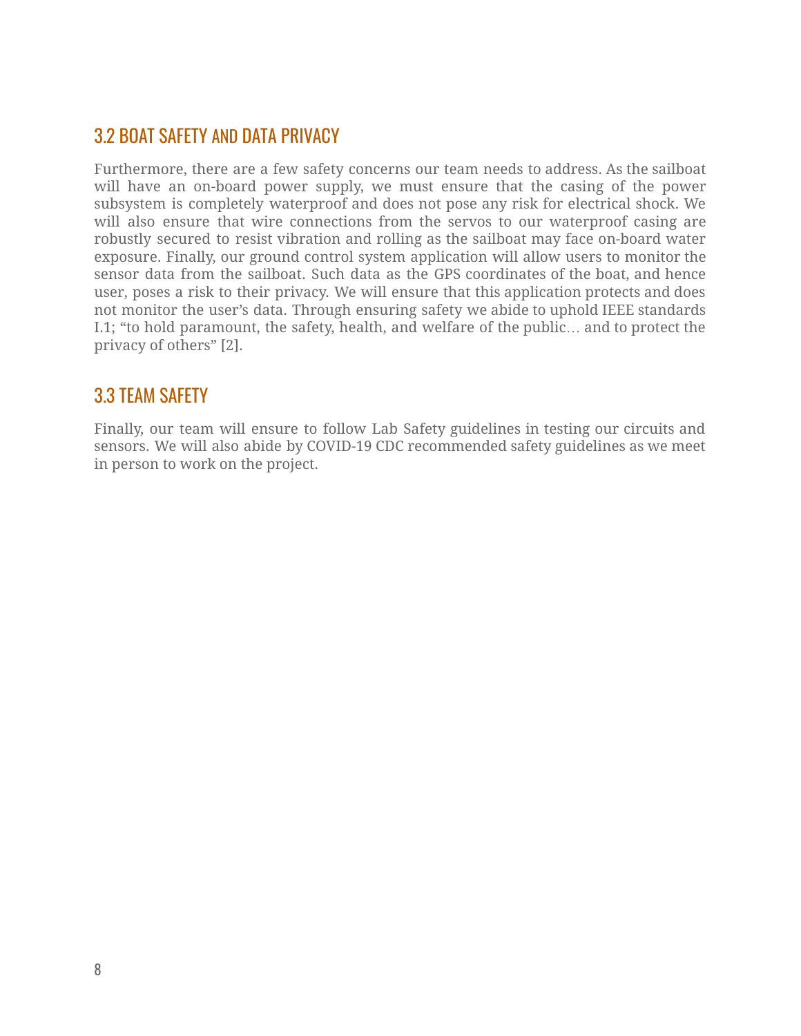## 3.2 BOAT SAFETY AND DATA PRIVACY

Furthermore, there are a few safety concerns our team needs to address. As the sailboat will have an on-board power supply, we must ensure that the casing of the power subsystem is completely waterproof and does not pose any risk for electrical shock. We will also ensure that wire connections from the servos to our waterproof casing are robustly secured to resist vibration and rolling as the sailboat may face on-board water exposure. Finally, our ground control system application will allow users to monitor the sensor data from the sailboat. Such data as the GPS coordinates of the boat, and hence user, poses a risk to their privacy. We will ensure that this application protects and does not monitor the user's data. Through ensuring safety we abide to uphold IEEE standards I.1; "to hold paramount, the safety, health, and welfare of the public… and to protect the privacy of others" [2].

## 3.3 TEAM SAFETY

Finally, our team will ensure to follow Lab Safety guidelines in testing our circuits and sensors. We will also abide by COVID-19 CDC recommended safety guidelines as we meet in person to work on the project.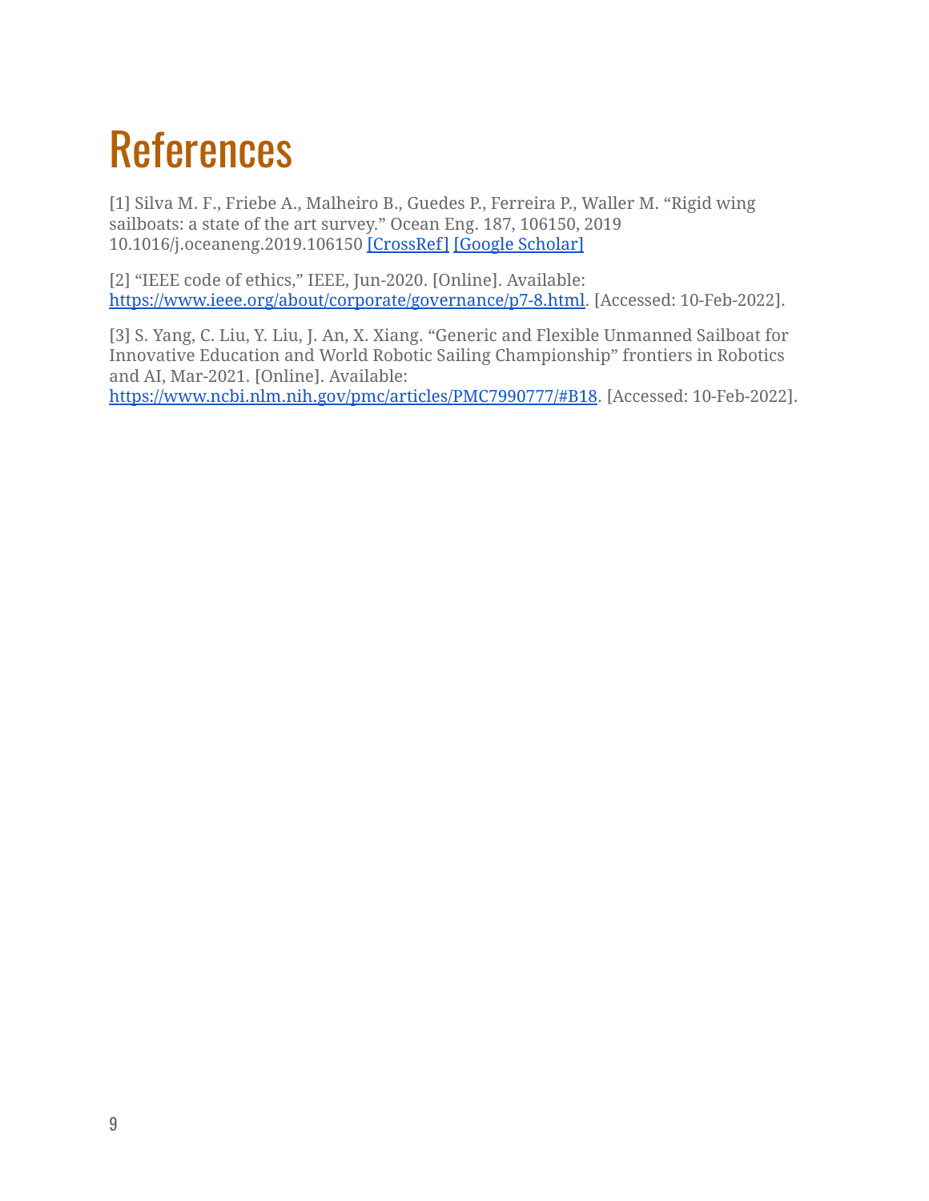# References

[1] Silva M. F., Friebe A., Malheiro B., Guedes P., Ferreira P., Waller M. “Rigid wing sailboats: a state of the art survey.” Ocean Eng. 187, 106150, 2019 10.1016/j.oceaneng.2019.106150 [CrossRef] [Google Scholar]

[2] “IEEE code of ethics,” IEEE, Jun-2020. [Online]. Available: https://www.ieee.org/about/corporate/governance/p7-8.html. [Accessed: 10-Feb-2022].

[3] S. Yang, C. Liu, Y. Liu, J. An, X. Xiang. “Generic and Flexible Unmanned Sailboat for Innovative Education and World Robotic Sailing Championship” frontiers in Robotics and AI, Mar-2021. [Online]. Available: https://www.ncbi.nlm.nih.gov/pmc/articles/PMC7990777/#B18. [Accessed: 10-Feb-2022].